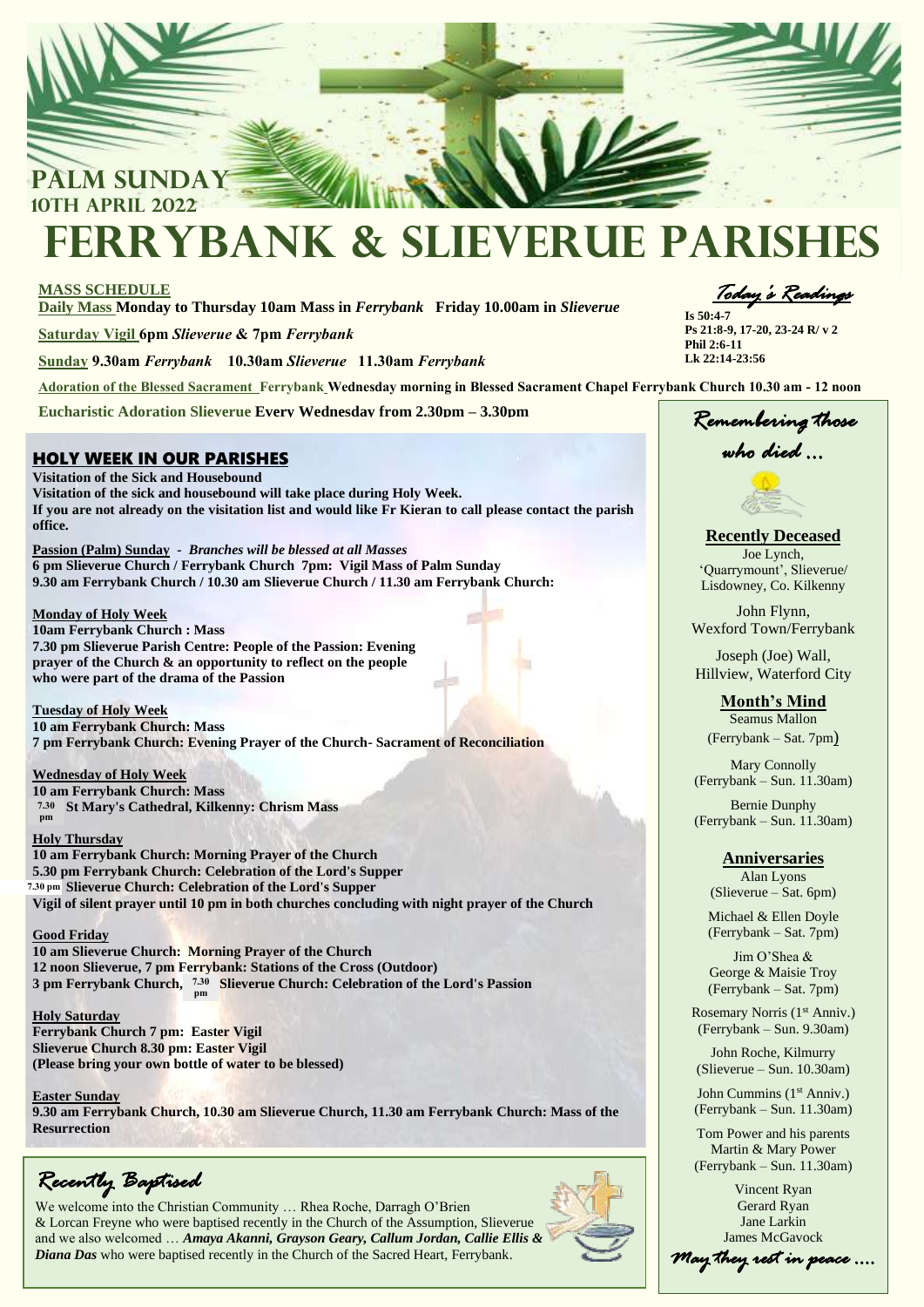# PALM SUNDAY
## 10TH APRIL 2022

# FERRYBANK & SLIEVERUE PARISHES

**MASS SCHEDULE**

**Daily Mass Monday to Thursday 10am Mass in *Ferrybank* Friday 10.00am in *Slieverue***

**Saturday Vigil 6pm *Slieverue* & 7pm *Ferrybank***

**Sunday 9.30am *Ferrybank* 10.30am *Slieverue* 11.30am *Ferrybank***

**Adoration of the Blessed Sacrament Ferrybank Wednesday morning in Blessed Sacrament Chapel Ferrybank Church 10.30 am - 12 noon**

**Eucharistic Adoration Slieverue Every Wednesday from 2.30pm – 3.30pm**

*Today's Readings*

**Is 50:4-7**
**Ps 21:8-9, 17-20, 23-24 R/ v 2**
**Phil 2:6-11**
**Lk 22:14-23:56**

## HOLY WEEK IN OUR PARISHES

**Visitation of the Sick and Housebound**
**Visitation of the sick and housebound will take place during Holy Week.**
**If you are not already on the visitation list and would like Fr Kieran to call please contact the parish office.**

**Passion (Palm) Sunday** - *Branches will be blessed at all Masses*
**6 pm Slieverue Church / Ferrybank Church 7pm: Vigil Mass of Palm Sunday**
**9.30 am Ferrybank Church / 10.30 am Slieverue Church / 11.30 am Ferrybank Church:**

**Monday of Holy Week**
**10am Ferrybank Church : Mass**
**7.30 pm Slieverue Parish Centre: People of the Passion: Evening prayer of the Church & an opportunity to reflect on the people who were part of the drama of the Passion**

**Tuesday of Holy Week**
**10 am Ferrybank Church: Mass**
**7 pm Ferrybank Church: Evening Prayer of the Church- Sacrament of Reconciliation**

**Wednesday of Holy Week**
**10 am Ferrybank Church: Mass**
**7.30 pm St Mary's Cathedral, Kilkenny: Chrism Mass**

**Holy Thursday**
**10 am Ferrybank Church: Morning Prayer of the Church**
**5.30 pm Ferrybank Church: Celebration of the Lord's Supper**
**7.30 pm Slieverue Church: Celebration of the Lord's Supper**
**Vigil of silent prayer until 10 pm in both churches concluding with night prayer of the Church**

**Good Friday**
**10 am Slieverue Church: Morning Prayer of the Church**
**12 noon Slieverue, 7 pm Ferrybank: Stations of the Cross (Outdoor)**
**3 pm Ferrybank Church, 7.30 pm Slieverue Church: Celebration of the Lord's Passion**

**Holy Saturday**
**Ferrybank Church 7 pm: Easter Vigil**
**Slieverue Church 8.30 pm: Easter Vigil**
**(Please bring your own bottle of water to be blessed)**

**Easter Sunday**
**9.30 am Ferrybank Church, 10.30 am Slieverue Church, 11.30 am Ferrybank Church: Mass of the Resurrection**

## *Recently Baptised*

We welcome into the Christian Community … Rhea Roche, Darragh O'Brien & Lorcan Freyne who were baptised recently in the Church of the Assumption, Slieverue and we also welcomed … ***Amaya Akanni, Grayson Geary, Callum Jordan, Callie Ellis & Diana Das*** who were baptised recently in the Church of the Sacred Heart, Ferrybank.

## *Remembering those who died …*

**Recently Deceased**

Joe Lynch, 'Quarrymount', Slieverue/ Lisdowney, Co. Kilkenny

John Flynn, Wexford Town/Ferrybank

Joseph (Joe) Wall, Hillview, Waterford City

**Month's Mind**

Seamus Mallon (Ferrybank – Sat. 7pm)

Mary Connolly (Ferrybank – Sun. 11.30am)

Bernie Dunphy (Ferrybank – Sun. 11.30am)

**Anniversaries**

Alan Lyons (Slieverue – Sat. 6pm)

Michael & Ellen Doyle (Ferrybank – Sat. 7pm)

Jim O'Shea & George & Maisie Troy (Ferrybank – Sat. 7pm)

Rosemary Norris (1st Anniv.) (Ferrybank – Sun. 9.30am)

John Roche, Kilmurry (Slieverue – Sun. 10.30am)

John Cummins (1st Anniv.) (Ferrybank – Sun. 11.30am)

Tom Power and his parents Martin & Mary Power (Ferrybank – Sun. 11.30am)

Vincent Ryan
Gerard Ryan
Jane Larkin
James McGavock

*May they rest in peace ….*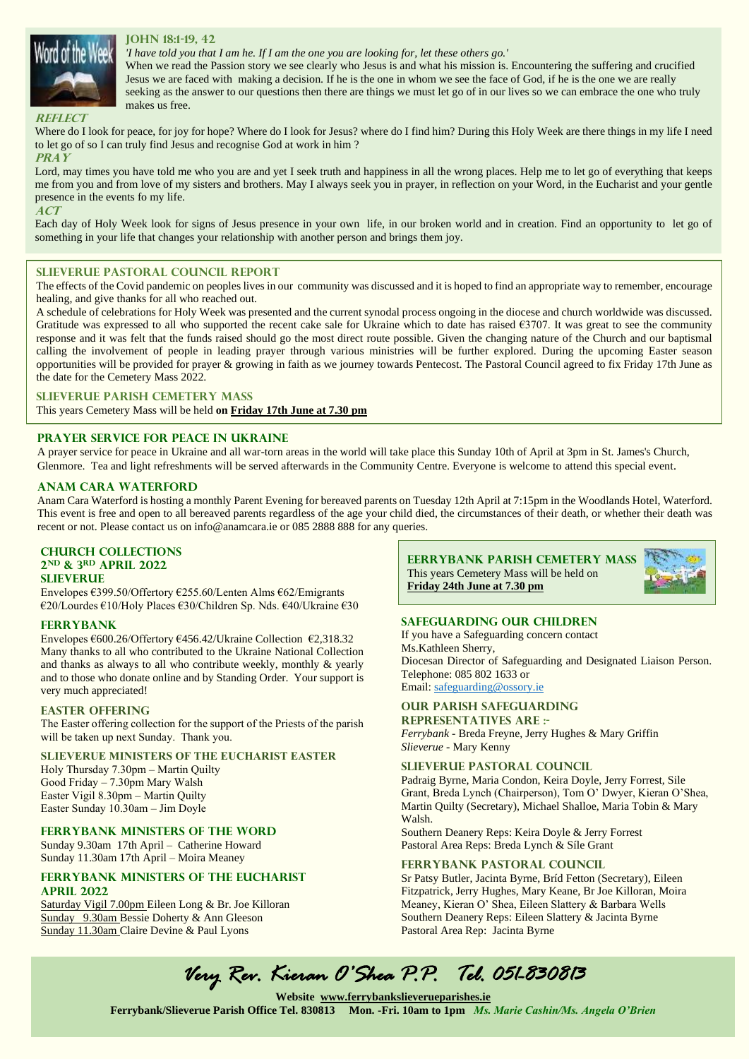## JOHN 18:1-19, 42

*'I have told you that I am he. If I am the one you are looking for, let these others go.'*

When we read the Passion story we see clearly who Jesus is and what his mission is. Encountering the suffering and crucified Jesus we are faced with making a decision. If he is the one in whom we see the face of God, if he is the one we are really seeking as the answer to our questions then there are things we must let go of in our lives so we can embrace the one who truly makes us free.

### *REFLECT*

Where do I look for peace, for joy for hope? Where do I look for Jesus? where do I find him? During this Holy Week are there things in my life I need to let go of so I can truly find Jesus and recognise God at work in him ?

### *PRAY*

Lord, may times you have told me who you are and yet I seek truth and happiness in all the wrong places. Help me to let go of everything that keeps me from you and from love of my sisters and brothers. May I always seek you in prayer, in reflection on your Word, in the Eucharist and your gentle presence in the events fo my life.

### *ACT*

Each day of Holy Week look for signs of Jesus presence in your own life, in our broken world and in creation. Find an opportunity to let go of something in your life that changes your relationship with another person and brings them joy.

## SLIEVERUE PASTORAL COUNCIL REPORT

The effects of the Covid pandemic on peoples lives in our community was discussed and it is hoped to find an appropriate way to remember, encourage healing, and give thanks for all who reached out.

A schedule of celebrations for Holy Week was presented and the current synodal process ongoing in the diocese and church worldwide was discussed. Gratitude was expressed to all who supported the recent cake sale for Ukraine which to date has raised €3707. It was great to see the community response and it was felt that the funds raised should go the most direct route possible. Given the changing nature of the Church and our baptismal calling the involvement of people in leading prayer through various ministries will be further explored. During the upcoming Easter season opportunities will be provided for prayer & growing in faith as we journey towards Pentecost. The Pastoral Council agreed to fix Friday 17th June as the date for the Cemetery Mass 2022.

## SLIEVERUE PARISH CEMETERY MASS

This years Cemetery Mass will be held **on Friday 17th June at 7.30 pm**

## PRAYER SERVICE FOR PEACE IN UKRAINE

A prayer service for peace in Ukraine and all war-torn areas in the world will take place this Sunday 10th of April at 3pm in St. James's Church, Glenmore. Tea and light refreshments will be served afterwards in the Community Centre. Everyone is welcome to attend this special event.

## ANAM CARA WATERFORD

Anam Cara Waterford is hosting a monthly Parent Evening for bereaved parents on Tuesday 12th April at 7:15pm in the Woodlands Hotel, Waterford. This event is free and open to all bereaved parents regardless of the age your child died, the circumstances of their death, or whether their death was recent or not. Please contact us on info@anamcara.ie or 085 2888 888 for any queries.

## CHURCH COLLECTIONS 2ND & 3RD APRIL 2022

### SLIEVERUE

Envelopes €399.50/Offertory €255.60/Lenten Alms €62/Emigrants €20/Lourdes €10/Holy Places €30/Children Sp. Nds. €40/Ukraine €30

### FERRYBANK

Envelopes €600.26/Offertory €456.42/Ukraine Collection €2,318.32
Many thanks to all who contributed to the Ukraine National Collection and thanks as always to all who contribute weekly, monthly & yearly and to those who donate online and by Standing Order. Your support is very much appreciated!

## EASTER OFFERING

The Easter offering collection for the support of the Priests of the parish will be taken up next Sunday. Thank you.

## SLIEVERUE MINISTERS OF THE EUCHARIST EASTER

Holy Thursday 7.30pm – Martin Quilty
Good Friday – 7.30pm Mary Walsh
Easter Vigil 8.30pm – Martin Quilty
Easter Sunday 10.30am – Jim Doyle

## FERRYBANK MINISTERS OF THE WORD

Sunday 9.30am 17th April – Catherine Howard
Sunday 11.30am 17th April – Moira Meaney

## FERRYBANK MINISTERS OF THE EUCHARIST APRIL 2022

Saturday Vigil 7.00pm Eileen Long & Br. Joe Killoran
Sunday 9.30am Bessie Doherty & Ann Gleeson
Sunday 11.30am Claire Devine & Paul Lyons

## FERRYBANK PARISH CEMETERY MASS

This years Cemetery Mass will be held on
**Friday 24th June at 7.30 pm**

## SAFEGUARDING OUR CHILDREN

If you have a Safeguarding concern contact
Ms.Kathleen Sherry,
Diocesan Director of Safeguarding and Designated Liaison Person.
Telephone: 085 802 1633 or
Email: safeguarding@ossory.ie

## OUR PARISH SAFEGUARDING REPRESENTATIVES ARE :-

*Ferrybank* - Breda Freyne, Jerry Hughes & Mary Griffin
*Slieverue* - Mary Kenny

## SLIEVERUE PASTORAL COUNCIL

Padraig Byrne, Maria Condon, Keira Doyle, Jerry Forrest, Sile Grant, Breda Lynch (Chairperson), Tom O' Dwyer, Kieran O'Shea, Martin Quilty (Secretary), Michael Shalloe, Maria Tobin & Mary Walsh.
Southern Deanery Reps: Keira Doyle & Jerry Forrest
Pastoral Area Reps: Breda Lynch & Síle Grant

## FERRYBANK PASTORAL COUNCIL

Sr Patsy Butler, Jacinta Byrne, Bríd Fetton (Secretary), Eileen Fitzpatrick, Jerry Hughes, Mary Keane, Br Joe Killoran, Moira Meaney, Kieran O' Shea, Eileen Slattery & Barbara Wells
Southern Deanery Reps: Eileen Slattery & Jacinta Byrne
Pastoral Area Rep: Jacinta Byrne

*Very Rev. Kieran O'Shea P.P. Tel. 051-830813*

**Website www.ferrybankslieverueparishes.ie**
**Ferrybank/Slieverue Parish Office Tel. 830813 Mon. -Fri. 10am to 1pm** *Ms. Marie Cashin/Ms. Angela O'Brien*